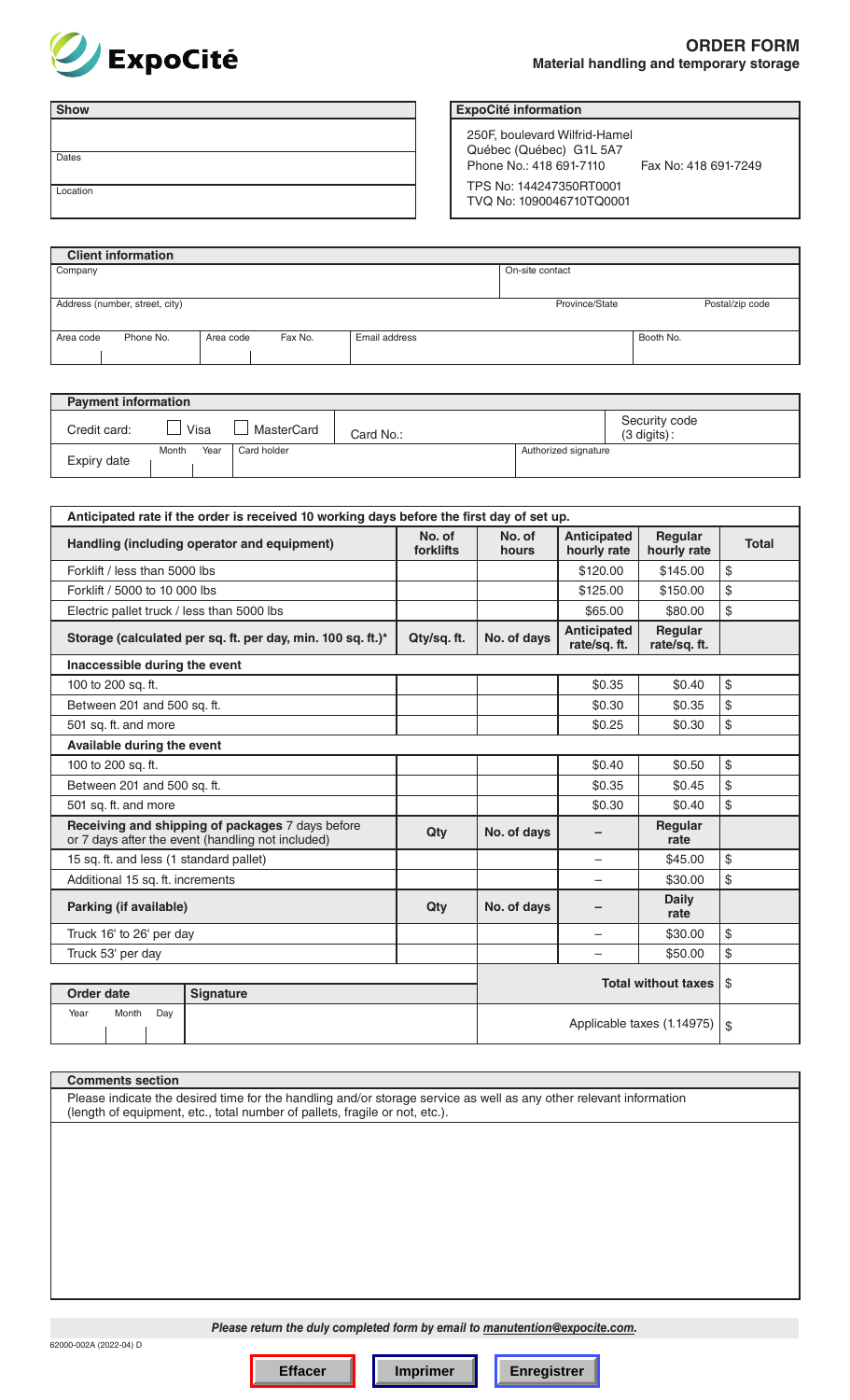ExpoCité

# ORDER FORM
## Material handling and temporary storage

| Show |
|---|
| |
| Dates |
| Location |

| ExpoCité information | |
|---|---|
| 250F, boulevard Wilfrid-Hamel<br>Québec (Québec) G1L 5A7<br>Phone No.: 418 691-7110 | Fax No: 418 691-7249 |
| TPS No: 144247350RT0001<br>TVQ No: 1090046710TQ0001 | |

| Client information | | | | | | | |
|---|---|---|---|---|---|---|---|
| Company | | | | | On-site contact | | |
| Address (number, street, city) | | | | | Province/State | | Postal/zip code |
| Area code | Phone No. | Area code | Fax No. | Email address | | Booth No. | |

| Payment information | | | | | |
|---|---|---|---|---|---|
| Credit card: | ☐ Visa | ☐ MasterCard | Card No.: | | Security code (3 digits): |
| Expiry date | Month Year | Card holder | | Authorized signature | |

| Anticipated rate if the order is received 10 working days before the first day of set up. | | | | | |
|---|---|---|---|---|---|
| **Handling (including operator and equipment)** | **No. of forklifts** | **No. of hours** | **Anticipated hourly rate** | **Regular hourly rate** | **Total** |
| Forklift / less than 5000 lbs | | | $120.00 | $145.00 | $ |
| Forklift / 5000 to 10 000 lbs | | | $125.00 | $150.00 | $ |
| Electric pallet truck / less than 5000 lbs | | | $65.00 | $80.00 | $ |
| **Storage (calculated per sq. ft. per day, min. 100 sq. ft.)*** | **Qty/sq. ft.** | **No. of days** | **Anticipated rate/sq. ft.** | **Regular rate/sq. ft.** | |
| **Inaccessible during the event** | | | | | |
| 100 to 200 sq. ft. | | | $0.35 | $0.40 | $ |
| Between 201 and 500 sq. ft. | | | $0.30 | $0.35 | $ |
| 501 sq. ft. and more | | | $0.25 | $0.30 | $ |
| **Available during the event** | | | | | |
| 100 to 200 sq. ft. | | | $0.40 | $0.50 | $ |
| Between 201 and 500 sq. ft. | | | $0.35 | $0.45 | $ |
| 501 sq. ft. and more | | | $0.30 | $0.40 | $ |
| **Receiving and shipping of packages** 7 days before or 7 days after the event (handling not included) | **Qty** | **No. of days** | – | **Regular rate** | |
| 15 sq. ft. and less (1 standard pallet) | | | – | $45.00 | $ |
| Additional 15 sq. ft. increments | | | – | $30.00 | $ |
| **Parking (if available)** | **Qty** | **No. of days** | – | **Daily rate** | |
| Truck 16' to 26' per day | | | – | $30.00 | $ |
| Truck 53' per day | | | – | $50.00 | $ |
| | | | | **Total without taxes** | $ |
| | | | | Applicable taxes (1.14975) | $ |

| Order date | Signature |
|---|---|
| Year Month Day | |

**Comments section**

Please indicate the desired time for the handling and/or storage service as well as any other relevant information (length of equipment, etc., total number of pallets, fragile or not, etc.).

*Please return the duly completed form by email to manutention@expocite.com.*

62000-002A (2022-04) D

Effacer | Imprimer | Enregistrer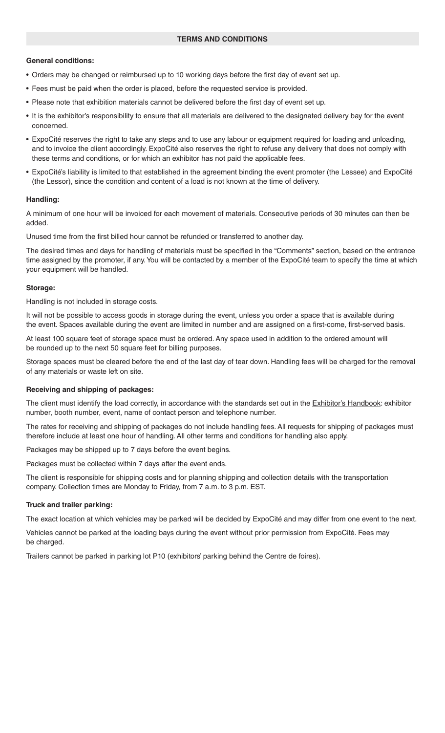## TERMS AND CONDITIONS

**General conditions:**

- Orders may be changed or reimbursed up to 10 working days before the first day of event set up.
- Fees must be paid when the order is placed, before the requested service is provided.
- Please note that exhibition materials cannot be delivered before the first day of event set up.
- It is the exhibitor's responsibility to ensure that all materials are delivered to the designated delivery bay for the event concerned.
- ExpoCité reserves the right to take any steps and to use any labour or equipment required for loading and unloading, and to invoice the client accordingly. ExpoCité also reserves the right to refuse any delivery that does not comply with these terms and conditions, or for which an exhibitor has not paid the applicable fees.
- ExpoCité's liability is limited to that established in the agreement binding the event promoter (the Lessee) and ExpoCité (the Lessor), since the condition and content of a load is not known at the time of delivery.

**Handling:**

A minimum of one hour will be invoiced for each movement of materials. Consecutive periods of 30 minutes can then be added.

Unused time from the first billed hour cannot be refunded or transferred to another day.

The desired times and days for handling of materials must be specified in the "Comments" section, based on the entrance time assigned by the promoter, if any. You will be contacted by a member of the ExpoCité team to specify the time at which your equipment will be handled.

**Storage:**

Handling is not included in storage costs.

It will not be possible to access goods in storage during the event, unless you order a space that is available during the event. Spaces available during the event are limited in number and are assigned on a first-come, first-served basis.

At least 100 square feet of storage space must be ordered. Any space used in addition to the ordered amount will be rounded up to the next 50 square feet for billing purposes.

Storage spaces must be cleared before the end of the last day of tear down. Handling fees will be charged for the removal of any materials or waste left on site.

**Receiving and shipping of packages:**

The client must identify the load correctly, in accordance with the standards set out in the Exhibitor's Handbook: exhibitor number, booth number, event, name of contact person and telephone number.

The rates for receiving and shipping of packages do not include handling fees. All requests for shipping of packages must therefore include at least one hour of handling. All other terms and conditions for handling also apply.

Packages may be shipped up to 7 days before the event begins.

Packages must be collected within 7 days after the event ends.

The client is responsible for shipping costs and for planning shipping and collection details with the transportation company. Collection times are Monday to Friday, from 7 a.m. to 3 p.m. EST.

**Truck and trailer parking:**

The exact location at which vehicles may be parked will be decided by ExpoCité and may differ from one event to the next.

Vehicles cannot be parked at the loading bays during the event without prior permission from ExpoCité. Fees may be charged.

Trailers cannot be parked in parking lot P10 (exhibitors' parking behind the Centre de foires).